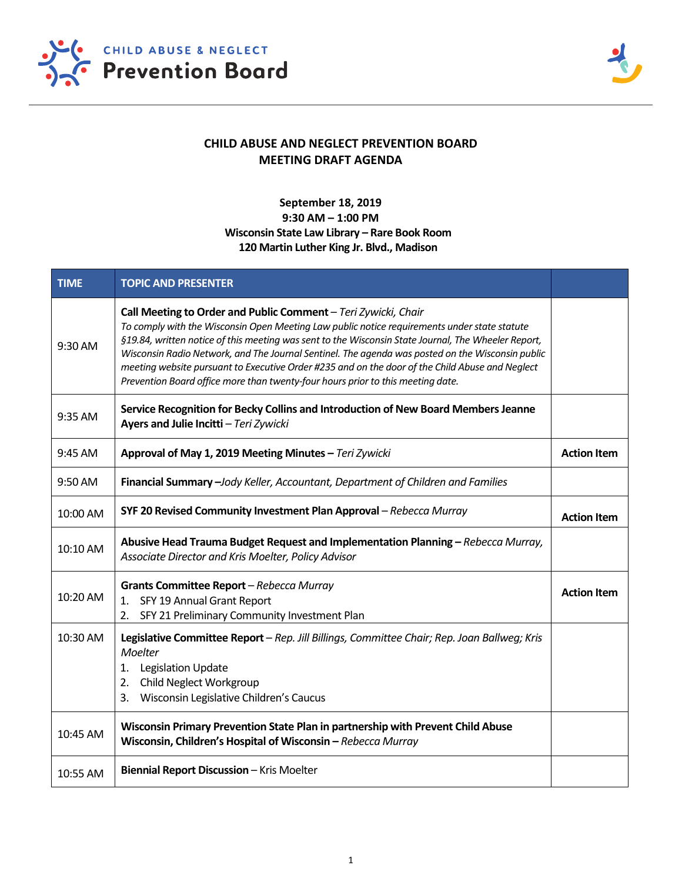CHILD ABUSE & NEGLECT
**Prevention Board**

## CHILD ABUSE AND NEGLECT PREVENTION BOARD
## MEETING DRAFT AGENDA

**September 18, 2019**
**9:30 AM – 1:00 PM**
**Wisconsin State Law Library – Rare Book Room**
**120 Martin Luther King Jr. Blvd., Madison**

| TIME | TOPIC AND PRESENTER | |
|---|---|---|
| 9:30 AM | **Call Meeting to Order and Public Comment** – *Teri Zywicki, Chair* *To comply with the Wisconsin Open Meeting Law public notice requirements under state statute §19.84, written notice of this meeting was sent to the Wisconsin State Journal, The Wheeler Report, Wisconsin Radio Network, and The Journal Sentinel. The agenda was posted on the Wisconsin public meeting website pursuant to Executive Order #235 and on the door of the Child Abuse and Neglect Prevention Board office more than twenty-four hours prior to this meeting date.* | |
| 9:35 AM | **Service Recognition for Becky Collins and Introduction of New Board Members Jeanne Ayers and Julie Incitti** – *Teri Zywicki* | |
| 9:45 AM | **Approval of May 1, 2019 Meeting Minutes –** *Teri Zywicki* | **Action Item** |
| 9:50 AM | **Financial Summary** –*Jody Keller, Accountant, Department of Children and Families* | |
| 10:00 AM | **SYF 20 Revised Community Investment Plan Approval** – *Rebecca Murray* | **Action Item** |
| 10:10 AM | **Abusive Head Trauma Budget Request and Implementation Planning –** *Rebecca Murray, Associate Director and Kris Moelter, Policy Advisor* | |
| 10:20 AM | **Grants Committee Report** – *Rebecca Murray* 1. SFY 19 Annual Grant Report 2. SFY 21 Preliminary Community Investment Plan | **Action Item** |
| 10:30 AM | **Legislative Committee Report** – *Rep. Jill Billings, Committee Chair; Rep. Joan Ballweg; Kris Moelter* 1. Legislation Update 2. Child Neglect Workgroup 3. Wisconsin Legislative Children's Caucus | |
| 10:45 AM | **Wisconsin Primary Prevention State Plan in partnership with Prevent Child Abuse Wisconsin, Children's Hospital of Wisconsin –** *Rebecca Murray* | |
| 10:55 AM | **Biennial Report Discussion** – Kris Moelter | |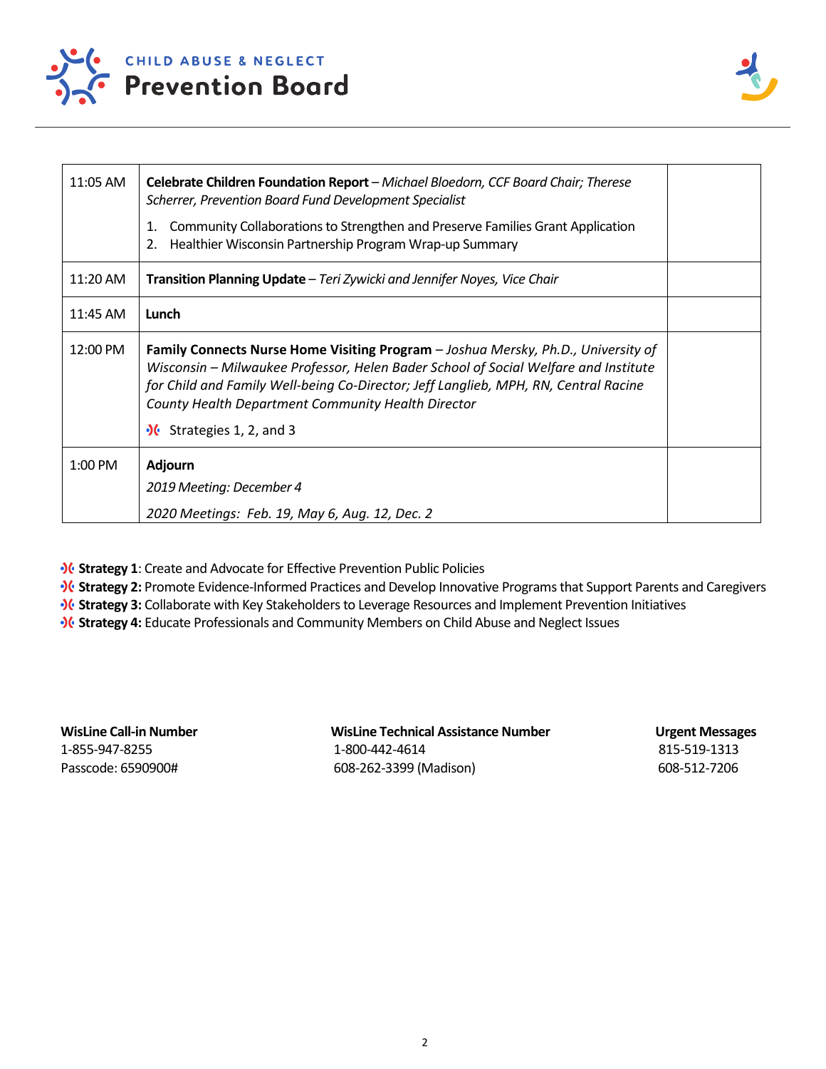| | | |
|---|---|---|
| 11:05 AM | **Celebrate Children Foundation Report** – *Michael Bloedorn, CCF Board Chair; Therese Scherrer, Prevention Board Fund Development Specialist*<br>1. Community Collaborations to Strengthen and Preserve Families Grant Application<br>2. Healthier Wisconsin Partnership Program Wrap-up Summary | |
| 11:20 AM | **Transition Planning Update** – *Teri Zywicki and Jennifer Noyes, Vice Chair* | |
| 11:45 AM | **Lunch** | |
| 12:00 PM | **Family Connects Nurse Home Visiting Program** – *Joshua Mersky, Ph.D., University of Wisconsin – Milwaukee Professor, Helen Bader School of Social Welfare and Institute for Child and Family Well-being Co-Director; Jeff Langlieb, MPH, RN, Central Racine County Health Department Community Health Director*<br>Strategies 1, 2, and 3 | |
| 1:00 PM | **Adjourn**<br>*2019 Meeting: December 4*<br>*2020 Meetings: Feb. 19, May 6, Aug. 12, Dec. 2* | |

- **Strategy 1**: Create and Advocate for Effective Prevention Public Policies
- **Strategy 2:** Promote Evidence-Informed Practices and Develop Innovative Programs that Support Parents and Caregivers
- **Strategy 3:** Collaborate with Key Stakeholders to Leverage Resources and Implement Prevention Initiatives
- **Strategy 4:** Educate Professionals and Community Members on Child Abuse and Neglect Issues

**WisLine Call-in Number**
1-855-947-8255
Passcode: 6590900#

**WisLine Technical Assistance Number**
1-800-442-4614
608-262-3399 (Madison)

**Urgent Messages**
815-519-1313
608-512-7206